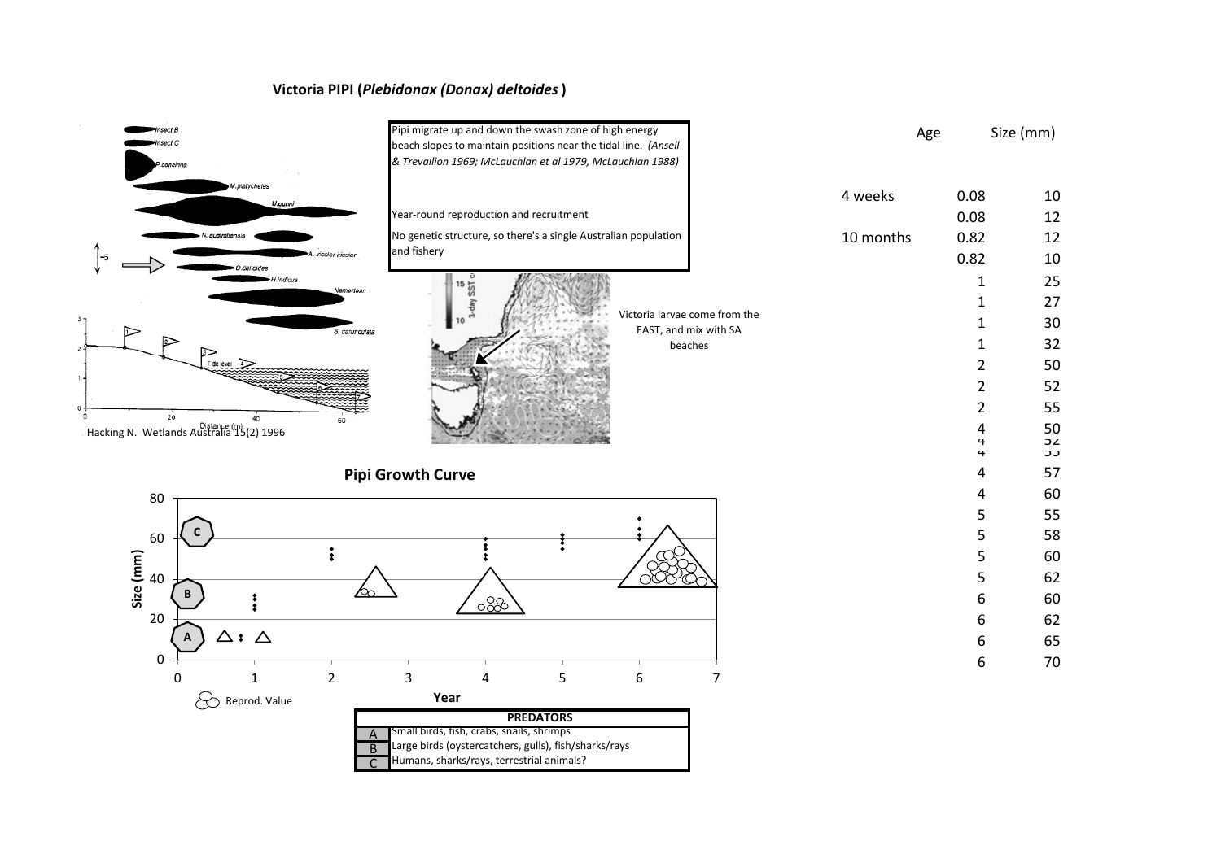# Victoria PIPI (*Plebidonax (Donax) deltoides*)

Pipi migrate up and down the swash zone of high energy beach slopes to maintain positions near the tidal line. *(Ansell & Trevallion 1969; McLauchlan et al 1979, McLauchlan 1988)*

Year-round reproduction and recruitment

No genetic structure, so there's a single Australian population and fishery

Hacking N. Wetlands Australia 15(2) 1996

Victoria larvae come from the EAST, and mix with SA beaches

## Pipi Growth Curve

Reprod. Value

| PREDATORS | |
|---|---|
| A | Small birds, fish, crabs, snails, shrimps |
| B | Large birds (oystercatchers, gulls), fish/sharks/rays |
| C | Humans, sharks/rays, terrestrial animals? |

| | Age | Size (mm) |
|---|---|---|
| 4 weeks | 0.08 | 10 |
| | 0.08 | 12 |
| 10 months | 0.82 | 12 |
| | 0.82 | 10 |
| | 1 | 25 |
| | 1 | 27 |
| | 1 | 30 |
| | 1 | 32 |
| | 2 | 50 |
| | 2 | 52 |
| | 2 | 55 |
| | 4 | 50 |
| | 4 | 52 |
| | 4 | 55 |
| | 4 | 57 |
| | 4 | 60 |
| | 5 | 55 |
| | 5 | 58 |
| | 5 | 60 |
| | 5 | 62 |
| | 6 | 60 |
| | 6 | 62 |
| | 6 | 65 |
| | 6 | 70 |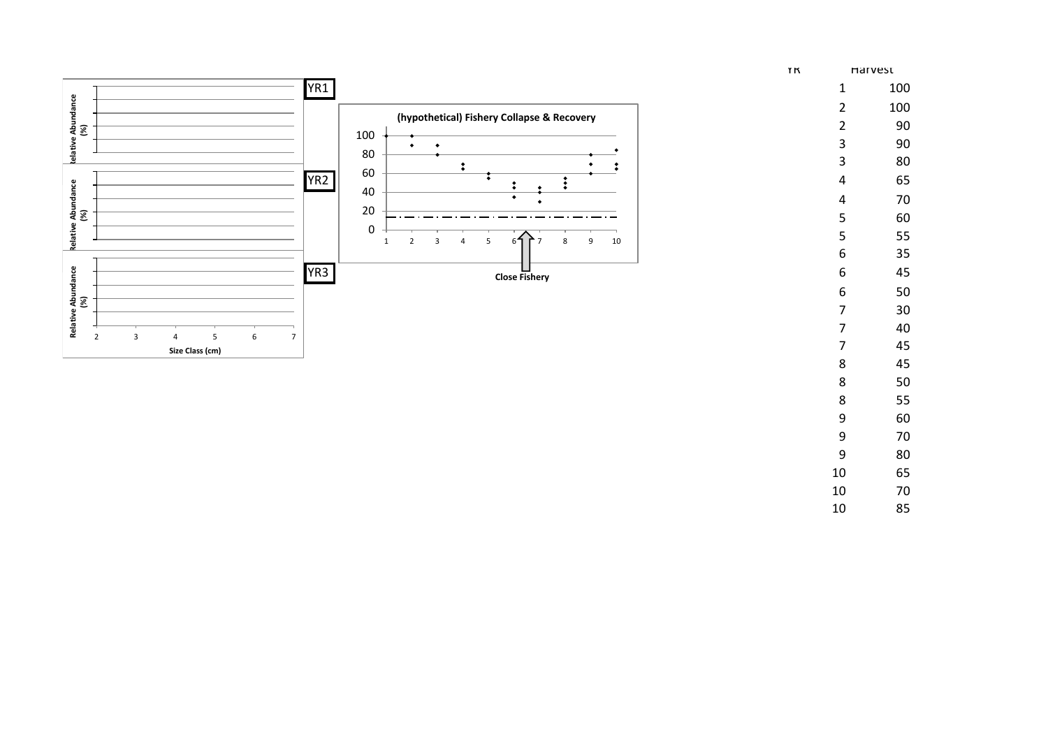Relative Abundance (%)

YR1

Relative Abundance (%)

YR2

Relative Abundance (%)

YR3

2 3 4 5 6 7

Size Class (cm)

(hypothetical) Fishery Collapse & Recovery

100
80
60
40
20
0

1 2 3 4 5 6 7 8 9 10

Close Fishery

| YR | Harvest |
|---|---|
| 1 | 100 |
| 2 | 100 |
| 2 | 90 |
| 3 | 90 |
| 3 | 80 |
| 4 | 65 |
| 4 | 70 |
| 5 | 60 |
| 5 | 55 |
| 6 | 35 |
| 6 | 45 |
| 6 | 50 |
| 7 | 30 |
| 7 | 40 |
| 7 | 45 |
| 8 | 45 |
| 8 | 50 |
| 8 | 55 |
| 9 | 60 |
| 9 | 70 |
| 9 | 80 |
| 10 | 65 |
| 10 | 70 |
| 10 | 85 |